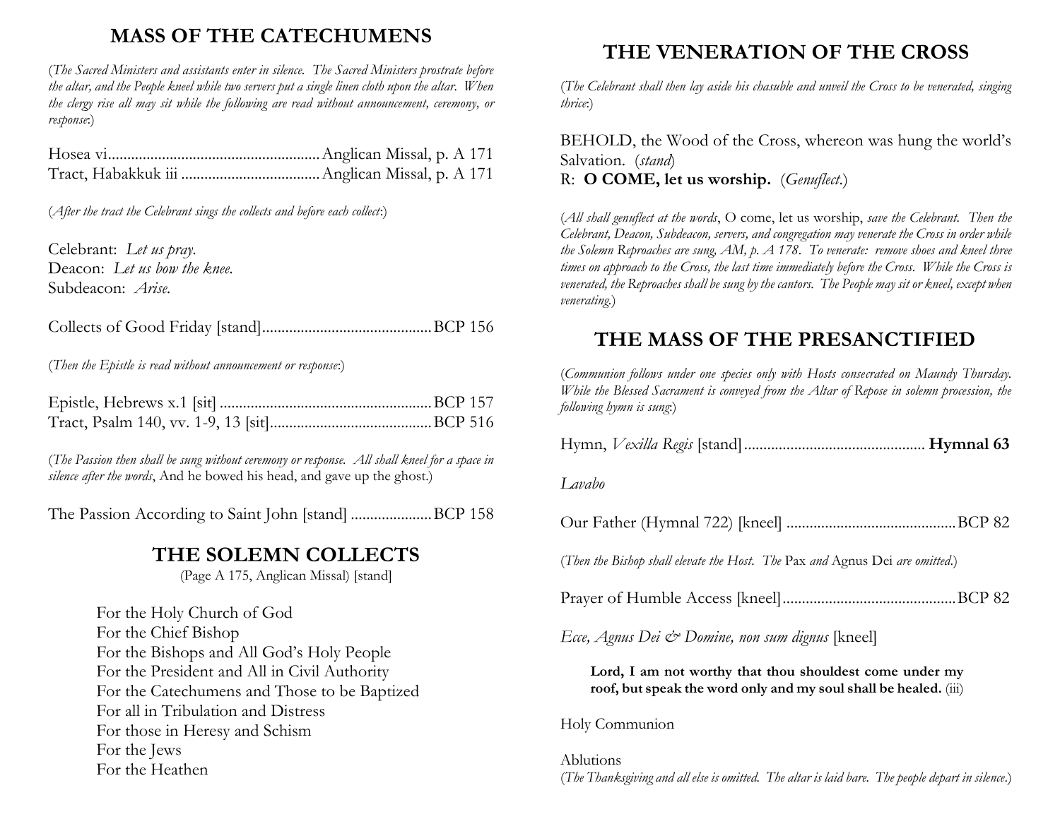## MASS OF THE CATECHUMENS

(*The Sacred Ministers and assistants enter in silence. The Sacred Ministers prostrate before the altar, and the People kneel while two servers put a single linen cloth upon the altar. When the clergy rise all may sit while the following are read without announcement, ceremony, or response*:)

Hosea vi....................................................... Anglican Missal, p. A 171
Tract, Habakkuk iii .................................... Anglican Missal, p. A 171

(*After the tract the Celebrant sings the collects and before each collect*:)

Celebrant: *Let us pray.*
Deacon: *Let us bow the knee.*
Subdeacon: *Arise.*

Collects of Good Friday [stand]............................................BCP 156

(*Then the Epistle is read without announcement or response*:)

Epistle, Hebrews x.1 [sit] .......................................................BCP 157
Tract, Psalm 140, vv. 1-9, 13 [sit]..........................................BCP 516

(*The Passion then shall be sung without ceremony or response. All shall kneel for a space in silence after the words*, And he bowed his head, and gave up the ghost.)

The Passion According to Saint John [stand] .....................BCP 158

## THE SOLEMN COLLECTS

(Page A 175, Anglican Missal) [stand]

For the Holy Church of God
For the Chief Bishop
For the Bishops and All God's Holy People
For the President and All in Civil Authority
For the Catechumens and Those to be Baptized
For all in Tribulation and Distress
For those in Heresy and Schism
For the Jews
For the Heathen

## THE VENERATION OF THE CROSS

(*The Celebrant shall then lay aside his chasuble and unveil the Cross to be venerated, singing thrice*:)

BEHOLD, the Wood of the Cross, whereon was hung the world's Salvation. (*stand*)
R: **O COME, let us worship.** (*Genuflect.*)

(*All shall genuflect at the words*, O come, let us worship, *save the Celebrant. Then the Celebrant, Deacon, Subdeacon, servers, and congregation may venerate the Cross in order while the Solemn Reproaches are sung, AM, p. A 178. To venerate: remove shoes and kneel three times on approach to the Cross, the last time immediately before the Cross. While the Cross is venerated, the Reproaches shall be sung by the cantors. The People may sit or kneel, except when venerating.*)

## THE MASS OF THE PRESANCTIFIED

(*Communion follows under one species only with Hosts consecrated on Maundy Thursday. While the Blessed Sacrament is conveyed from the Altar of Repose in solemn procession, the following hymn is sung*:)

Hymn, *Vexilla Regis* [stand] .............................................. **Hymnal 63**

*Lavabo*

Our Father (Hymnal 722) [kneel] ...........................................BCP 82

(*Then the Bishop shall elevate the Host. The* Pax *and* Agnus Dei *are omitted.*)

Prayer of Humble Access [kneel]............................................BCP 82

*Ecce, Agnus Dei & Domine, non sum dignus* [kneel]

**Lord, I am not worthy that thou shouldest come under my roof, but speak the word only and my soul shall be healed.** (iii)

Holy Communion

Ablutions
(*The Thanksgiving and all else is omitted. The altar is laid bare. The people depart in silence.*)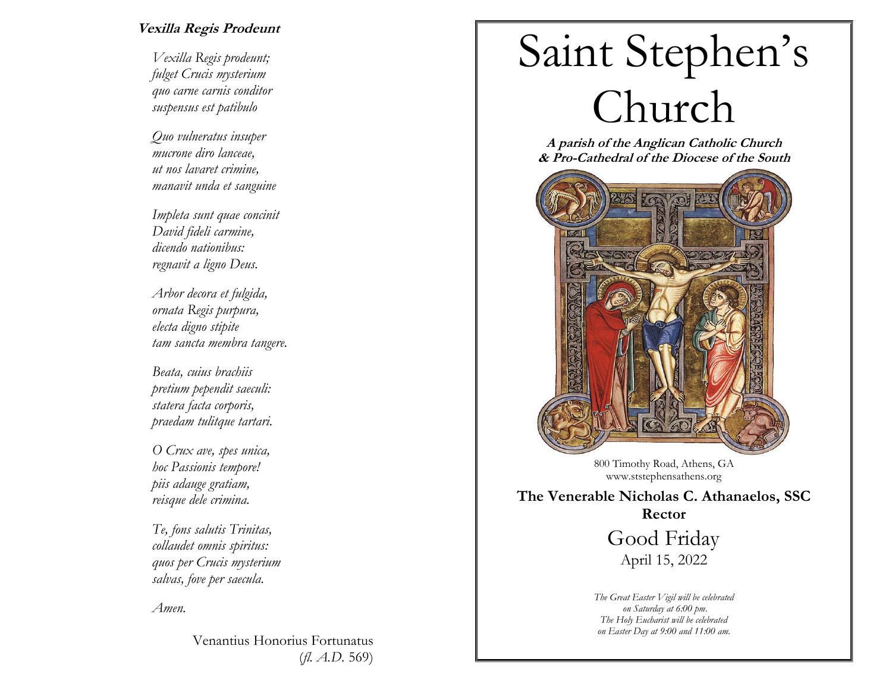**Vexilla Regis Prodeunt**

*Vexilla Regis prodeunt;*
*fulget Crucis mysterium*
*quo carne carnis conditor*
*suspensus est patibulo*

*Quo vulneratus insuper*
*mucrone diro lanceae,*
*ut nos lavaret crimine,*
*manavit unda et sanguine*

*Impleta sunt quae concinit*
*David fideli carmine,*
*dicendo nationibus:*
*regnavit a ligno Deus.*

*Arbor decora et fulgida,*
*ornata Regis purpura,*
*electa digno stipite*
*tam sancta membra tangere.*

*Beata, cuius brachiis*
*pretium pependit saeculi:*
*statera facta corporis,*
*praedam tulitque tartari.*

*O Crux ave, spes unica,*
*hoc Passionis tempore!*
*piis adauge gratiam,*
*reisque dele crimina.*

*Te, fons salutis Trinitas,*
*collaudet omnis spiritus:*
*quos per Crucis mysterium*
*salvas, fove per saecula.*

*Amen.*

Venantius Honorius Fortunatus
(*fl. A.D.* 569)

# Saint Stephen's Church

***A parish of the Anglican Catholic Church & Pro-Cathedral of the Diocese of the South***

800 Timothy Road, Athens, GA
www.ststephensathens.org

**The Venerable Nicholas C. Athanaelos, SSC**
**Rector**

## Good Friday

April 15, 2022

*The Great Easter Vigil will be celebrated on Saturday at 6:00 pm.*
*The Holy Eucharist will be celebrated on Easter Day at 9:00 and 11:00 am.*